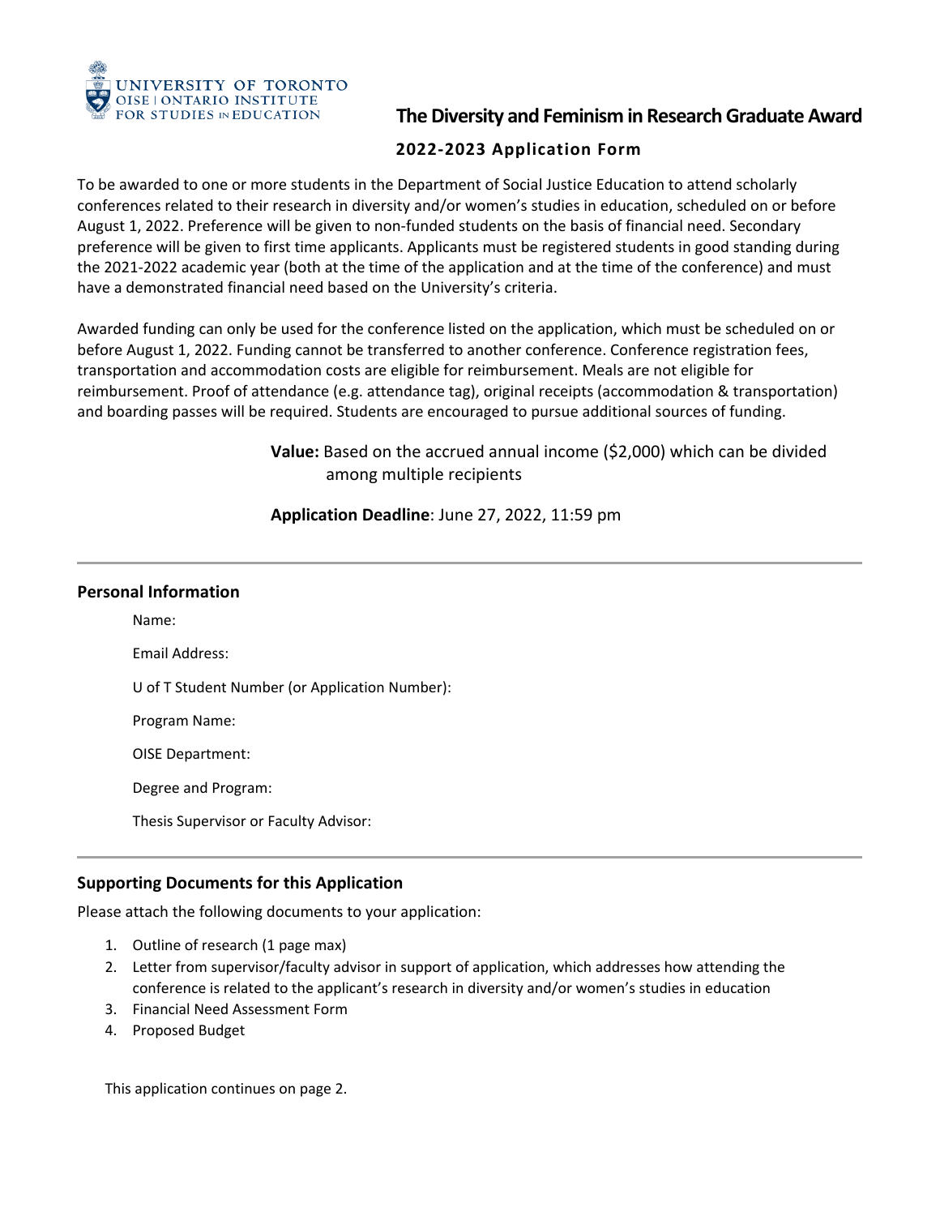UNIVERSITY OF TORONTO
OISE | ONTARIO INSTITUTE FOR STUDIES IN EDUCATION

# The Diversity and Feminism in Research Graduate Award

## 2022-2023 Application Form

To be awarded to one or more students in the Department of Social Justice Education to attend scholarly conferences related to their research in diversity and/or women's studies in education, scheduled on or before August 1, 2022. Preference will be given to non-funded students on the basis of financial need. Secondary preference will be given to first time applicants. Applicants must be registered students in good standing during the 2021-2022 academic year (both at the time of the application and at the time of the conference) and must have a demonstrated financial need based on the University's criteria.

Awarded funding can only be used for the conference listed on the application, which must be scheduled on or before August 1, 2022. Funding cannot be transferred to another conference. Conference registration fees, transportation and accommodation costs are eligible for reimbursement. Meals are not eligible for reimbursement. Proof of attendance (e.g. attendance tag), original receipts (accommodation & transportation) and boarding passes will be required. Students are encouraged to pursue additional sources of funding.

**Value:** Based on the accrued annual income ($2,000) which can be divided among multiple recipients

**Application Deadline**: June 27, 2022, 11:59 pm

---

### Personal Information

Name:

Email Address:

U of T Student Number (or Application Number):

Program Name:

OISE Department:

Degree and Program:

Thesis Supervisor or Faculty Advisor:

---

### Supporting Documents for this Application

Please attach the following documents to your application:

1. Outline of research (1 page max)
2. Letter from supervisor/faculty advisor in support of application, which addresses how attending the conference is related to the applicant's research in diversity and/or women's studies in education
3. Financial Need Assessment Form
4. Proposed Budget

This application continues on page 2.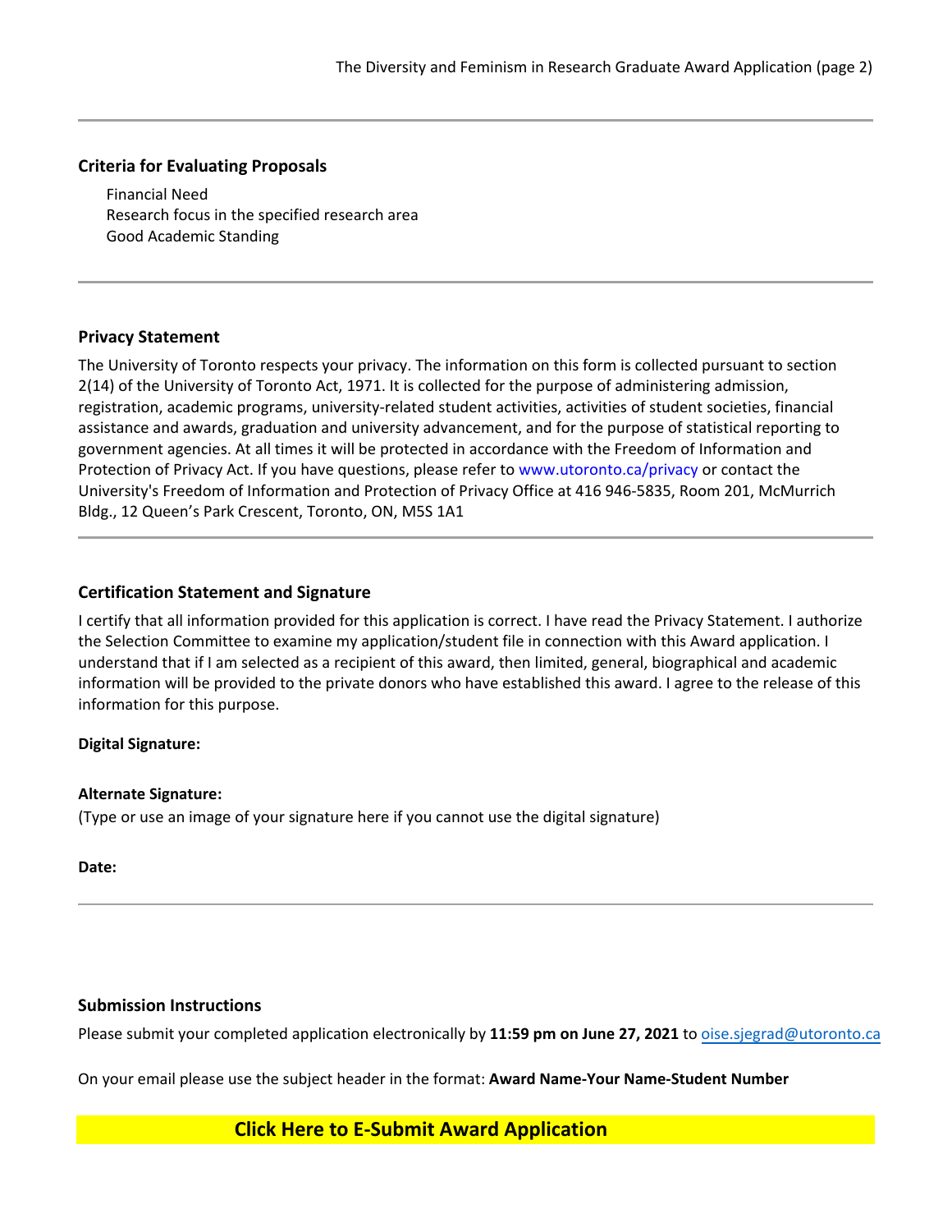## Criteria for Evaluating Proposals

Financial Need
Research focus in the specified research area
Good Academic Standing

---

## Privacy Statement

The University of Toronto respects your privacy. The information on this form is collected pursuant to section 2(14) of the University of Toronto Act, 1971. It is collected for the purpose of administering admission, registration, academic programs, university-related student activities, activities of student societies, financial assistance and awards, graduation and university advancement, and for the purpose of statistical reporting to government agencies. At all times it will be protected in accordance with the Freedom of Information and Protection of Privacy Act. If you have questions, please refer to www.utoronto.ca/privacy or contact the University's Freedom of Information and Protection of Privacy Office at 416 946-5835, Room 201, McMurrich Bldg., 12 Queen's Park Crescent, Toronto, ON, M5S 1A1

---

## Certification Statement and Signature

I certify that all information provided for this application is correct. I have read the Privacy Statement. I authorize the Selection Committee to examine my application/student file in connection with this Award application. I understand that if I am selected as a recipient of this award, then limited, general, biographical and academic information will be provided to the private donors who have established this award. I agree to the release of this information for this purpose.

**Digital Signature:**

**Alternate Signature:**
(Type or use an image of your signature here if you cannot use the digital signature)

**Date:**

---

## Submission Instructions

Please submit your completed application electronically by **11:59 pm on June 27, 2021** to oise.sjegrad@utoronto.ca

On your email please use the subject header in the format: **Award Name-Your Name-Student Number**

**Click Here to E-Submit Award Application**